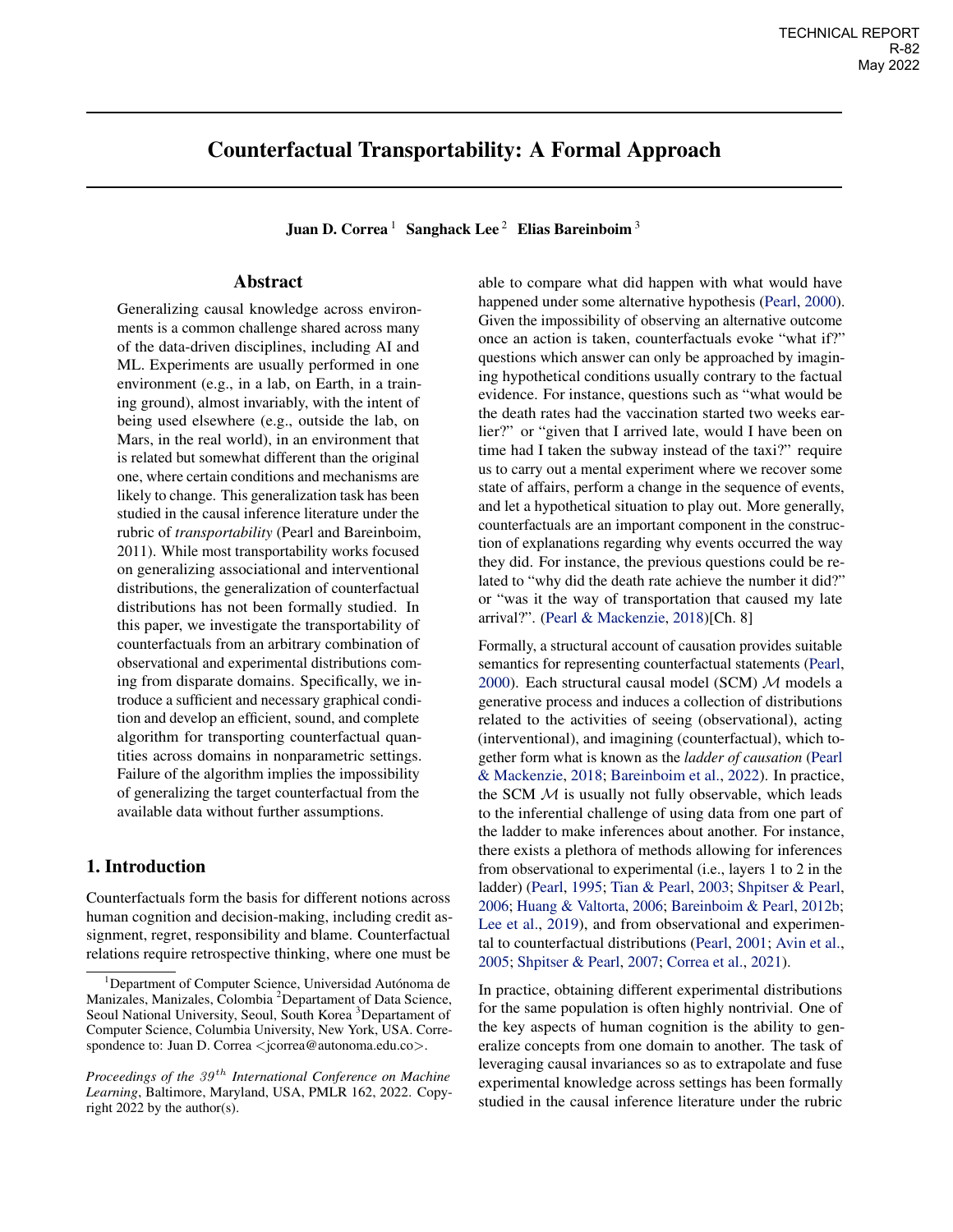TECHNICAL REPORT
R-82
May 2022

# Counterfactual Transportability: A Formal Approach

**Juan D. Correa** [1] **Sanghack Lee** [2] **Elias Bareinboim** [3]

## Abstract

Generalizing causal knowledge across environments is a common challenge shared across many of the data-driven disciplines, including AI and ML. Experiments are usually performed in one environment (e.g., in a lab, on Earth, in a training ground), almost invariably, with the intent of being used elsewhere (e.g., outside the lab, on Mars, in the real world), in an environment that is related but somewhat different than the original one, where certain conditions and mechanisms are likely to change. This generalization task has been studied in the causal inference literature under the rubric of *transportability* (Pearl and Bareinboim, 2011). While most transportability works focused on generalizing associational and interventional distributions, the generalization of counterfactual distributions has not been formally studied. In this paper, we investigate the transportability of counterfactuals from an arbitrary combination of observational and experimental distributions coming from disparate domains. Specifically, we introduce a sufficient and necessary graphical condition and develop an efficient, sound, and complete algorithm for transporting counterfactual quantities across domains in nonparametric settings. Failure of the algorithm implies the impossibility of generalizing the target counterfactual from the available data without further assumptions.

## 1. Introduction

Counterfactuals form the basis for different notions across human cognition and decision-making, including credit assignment, regret, responsibility and blame. Counterfactual relations require retrospective thinking, where one must be able to compare what did happen with what would have happened under some alternative hypothesis (Pearl, 2000). Given the impossibility of observing an alternative outcome once an action is taken, counterfactuals evoke "what if?" questions which answer can only be approached by imagining hypothetical conditions usually contrary to the factual evidence. For instance, questions such as "what would be the death rates had the vaccination started two weeks earlier?" or "given that I arrived late, would I have been on time had I taken the subway instead of the taxi?" require us to carry out a mental experiment where we recover some state of affairs, perform a change in the sequence of events, and let a hypothetical situation to play out. More generally, counterfactuals are an important component in the construction of explanations regarding why events occurred the way they did. For instance, the previous questions could be related to "why did the death rate achieve the number it did?" or "was it the way of transportation that caused my late arrival?". (Pearl & Mackenzie, 2018)[Ch. 8]

Formally, a structural account of causation provides suitable semantics for representing counterfactual statements (Pearl, 2000). Each structural causal model (SCM) $\mathcal{M}$ models a generative process and induces a collection of distributions related to the activities of seeing (observational), acting (interventional), and imagining (counterfactual), which together form what is known as the *ladder of causation* (Pearl & Mackenzie, 2018; Bareinboim et al., 2022). In practice, the SCM $\mathcal{M}$ is usually not fully observable, which leads to the inferential challenge of using data from one part of the ladder to make inferences about another. For instance, there exists a plethora of methods allowing for inferences from observational to experimental (i.e., layers 1 to 2 in the ladder) (Pearl, 1995; Tian & Pearl, 2003; Shpitser & Pearl, 2006; Huang & Valtorta, 2006; Bareinboim & Pearl, 2012b; Lee et al., 2019), and from observational and experimental to counterfactual distributions (Pearl, 2001; Avin et al., 2005; Shpitser & Pearl, 2007; Correa et al., 2021).

In practice, obtaining different experimental distributions for the same population is often highly nontrivial. One of the key aspects of human cognition is the ability to generalize concepts from one domain to another. The task of leveraging causal invariances so as to extrapolate and fuse experimental knowledge across settings has been formally studied in the causal inference literature under the rubric

[1]Department of Computer Science, Universidad Autónoma de Manizales, Manizales, Colombia [2]Departament of Data Science, Seoul National University, Seoul, South Korea [3]Departament of Computer Science, Columbia University, New York, USA. Correspondence to: Juan D. Correa <jcorrea@autonoma.edu.co>.

*Proceedings of the 39^th International Conference on Machine Learning*, Baltimore, Maryland, USA, PMLR 162, 2022. Copyright 2022 by the author(s).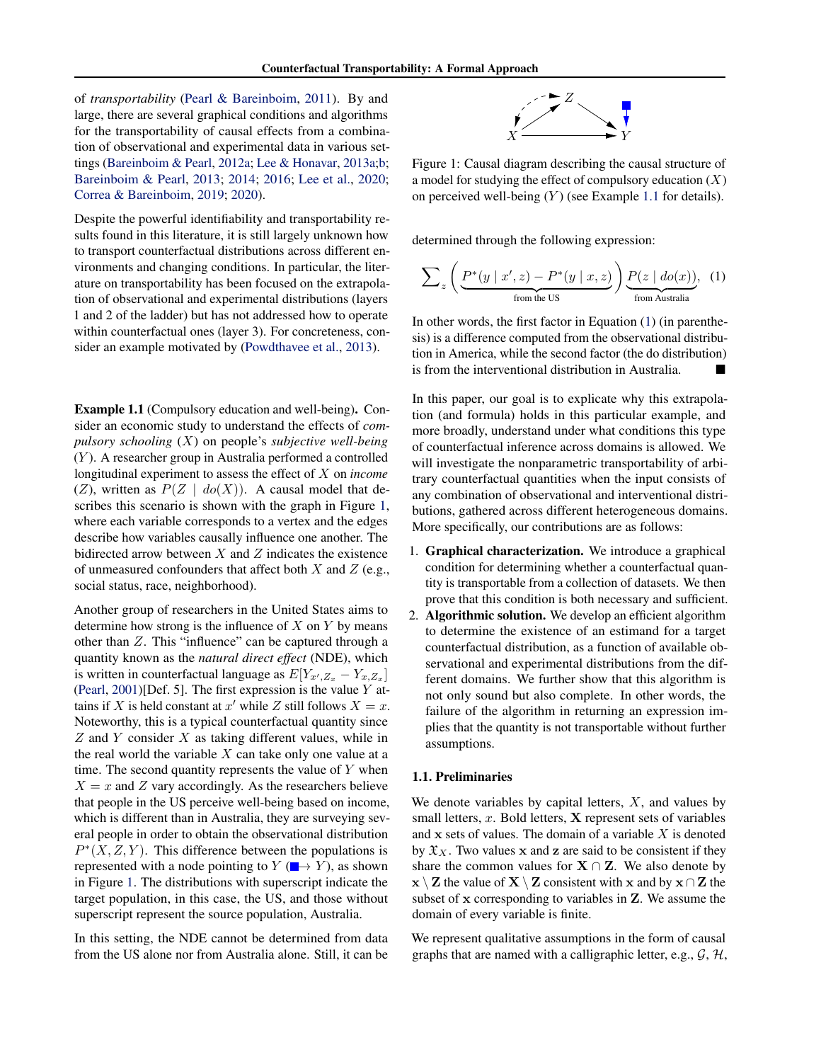of *transportability* (Pearl & Bareinboim, 2011). By and large, there are several graphical conditions and algorithms for the transportability of causal effects from a combination of observational and experimental data in various settings (Bareinboim & Pearl, 2012a; Lee & Honavar, 2013a;b; Bareinboim & Pearl, 2013; 2014; 2016; Lee et al., 2020; Correa & Bareinboim, 2019; 2020).

Despite the powerful identifiability and transportability results found in this literature, it is still largely unknown how to transport counterfactual distributions across different environments and changing conditions. In particular, the literature on transportability has been focused on the extrapolation of observational and experimental distributions (layers 1 and 2 of the ladder) but has not addressed how to operate within counterfactual ones (layer 3). For concreteness, consider an example motivated by (Powdthavee et al., 2013).

**Example 1.1** (Compulsory education and well-being)**.** Consider an economic study to understand the effects of *compulsory schooling* ($X$) on people's *subjective well-being* ($Y$). A researcher group in Australia performed a controlled longitudinal experiment to assess the effect of $X$ on *income* ($Z$), written as $P(Z \mid do(X))$. A causal model that describes this scenario is shown with the graph in Figure 1, where each variable corresponds to a vertex and the edges describe how variables causally influence one another. The bidirected arrow between $X$ and $Z$ indicates the existence of unmeasured confounders that affect both $X$ and $Z$ (e.g., social status, race, neighborhood).

Another group of researchers in the United States aims to determine how strong is the influence of $X$ on $Y$ by means other than $Z$. This "influence" can be captured through a quantity known as the *natural direct effect* (NDE), which is written in counterfactual language as $E[Y_{x',Z_x} - Y_{x,Z_x}]$ (Pearl, 2001)[Def. 5]. The first expression is the value $Y$ attains if $X$ is held constant at $x'$ while $Z$ still follows $X = x$. Noteworthy, this is a typical counterfactual quantity since $Z$ and $Y$ consider $X$ as taking different values, while in the real world the variable $X$ can take only one value at a time. The second quantity represents the value of $Y$ when $X = x$ and $Z$ vary accordingly. As the researchers believe that people in the US perceive well-being based on income, which is different than in Australia, they are surveying several people in order to obtain the observational distribution $P^*(X, Z, Y)$. This difference between the populations is represented with a node pointing to $Y$ ($\blacksquare\!\!\rightarrow Y$), as shown in Figure 1. The distributions with superscript indicate the target population, in this case, the US, and those without superscript represent the source population, Australia.

In this setting, the NDE cannot be determined from data from the US alone nor from Australia alone. Still, it can be determined through the following expression:

$$\sum_z \Big( \underbrace{P^*(y \mid x', z) - P^*(y \mid x, z)}_{\text{from the US}} \Big) \underbrace{P(z \mid do(x))}_{\text{from Australia}}, \quad (1)$$

In other words, the first factor in Equation (1) (in parenthesis) is a difference computed from the observational distribution in America, while the second factor (the do distribution) is from the interventional distribution in Australia. ∎

Figure 1: Causal diagram describing the causal structure of a model for studying the effect of compulsory education ($X$) on perceived well-being ($Y$) (see Example 1.1 for details).

In this paper, our goal is to explicate why this extrapolation (and formula) holds in this particular example, and more broadly, understand under what conditions this type of counterfactual inference across domains is allowed. We will investigate the nonparametric transportability of arbitrary counterfactual quantities when the input consists of any combination of observational and interventional distributions, gathered across different heterogeneous domains. More specifically, our contributions are as follows:

1. **Graphical characterization.** We introduce a graphical condition for determining whether a counterfactual quantity is transportable from a collection of datasets. We then prove that this condition is both necessary and sufficient.
2. **Algorithmic solution.** We develop an efficient algorithm to determine the existence of an estimand for a target counterfactual distribution, as a function of available observational and experimental distributions from the different domains. We further show that this algorithm is not only sound but also complete. In other words, the failure of the algorithm in returning an expression implies that the quantity is not transportable without further assumptions.

### 1.1. Preliminaries

We denote variables by capital letters, $X$, and values by small letters, $x$. Bold letters, $\mathbf{X}$ represent sets of variables and $\mathbf{x}$ sets of values. The domain of a variable $X$ is denoted by $\mathfrak{X}_X$. Two values $\mathbf{x}$ and $\mathbf{z}$ are said to be consistent if they share the common values for $\mathbf{X} \cap \mathbf{Z}$. We also denote by $\mathbf{x} \setminus \mathbf{Z}$ the value of $\mathbf{X} \setminus \mathbf{Z}$ consistent with $\mathbf{x}$ and by $\mathbf{x} \cap \mathbf{Z}$ the subset of $\mathbf{x}$ corresponding to variables in $\mathbf{Z}$. We assume the domain of every variable is finite.

We represent qualitative assumptions in the form of causal graphs that are named with a calligraphic letter, e.g., $\mathcal{G}$, $\mathcal{H}$,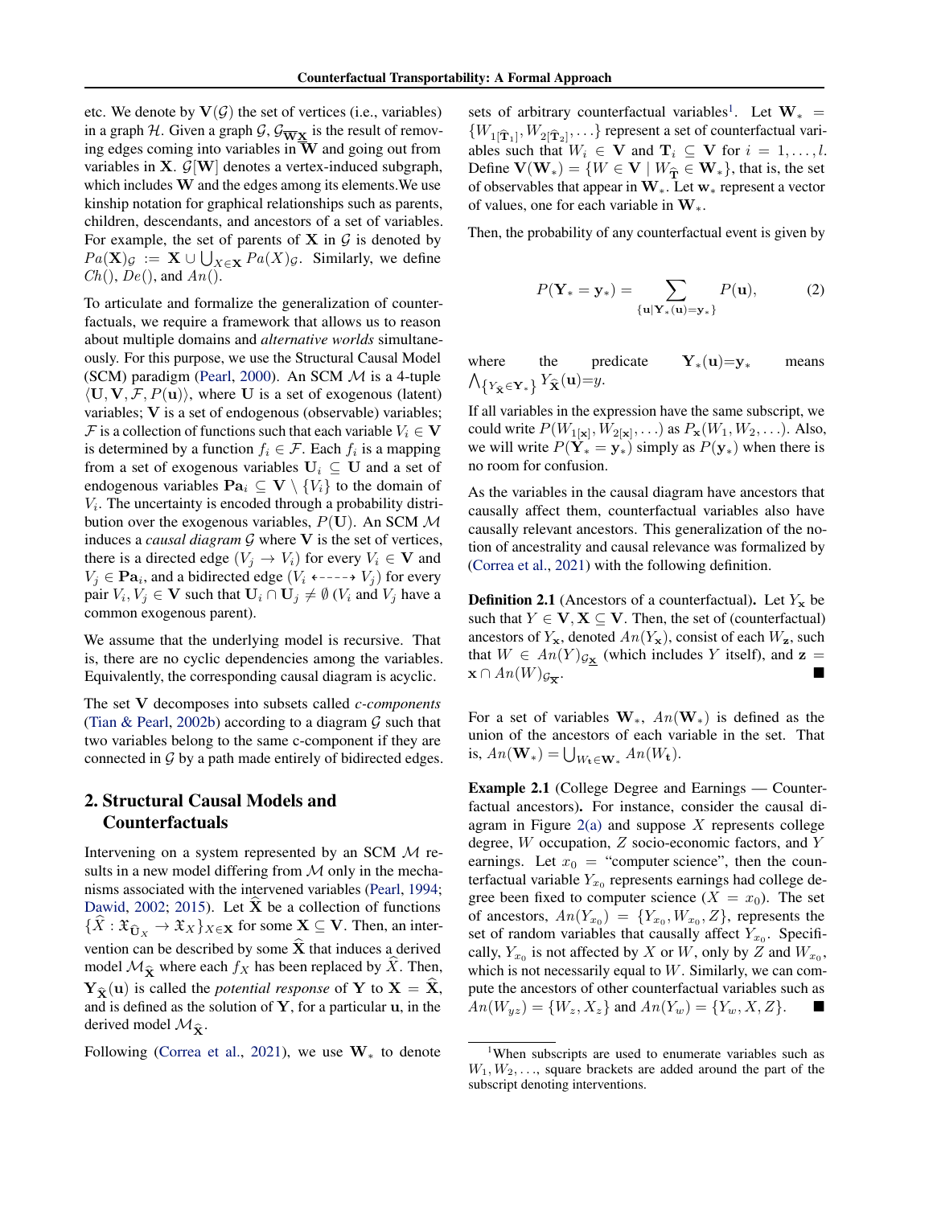etc. We denote by $\mathbf{V}(\mathcal{G})$ the set of vertices (i.e., variables) in a graph $\mathcal{H}$. Given a graph $\mathcal{G}$, $\mathcal{G}_{\overline{\mathbf{W}}\underline{\mathbf{X}}}$ is the result of removing edges coming into variables in $\mathbf{W}$ and going out from variables in $\mathbf{X}$. $\mathcal{G}[\mathbf{W}]$ denotes a vertex-induced subgraph, which includes $\mathbf{W}$ and the edges among its elements.We use kinship notation for graphical relationships such as parents, children, descendants, and ancestors of a set of variables. For example, the set of parents of $\mathbf{X}$ in $\mathcal{G}$ is denoted by $Pa(\mathbf{X})_{\mathcal{G}} := \mathbf{X} \cup \bigcup_{X \in \mathbf{X}} Pa(X)_{\mathcal{G}}$. Similarly, we define $Ch()$, $De()$, and $An()$.

To articulate and formalize the generalization of counterfactuals, we require a framework that allows us to reason about multiple domains and *alternative worlds* simultaneously. For this purpose, we use the Structural Causal Model (SCM) paradigm (Pearl, 2000). An SCM $\mathcal{M}$ is a 4-tuple $\langle \mathbf{U}, \mathbf{V}, \mathcal{F}, P(\mathbf{u}) \rangle$, where $\mathbf{U}$ is a set of exogenous (latent) variables; $\mathbf{V}$ is a set of endogenous (observable) variables; $\mathcal{F}$ is a collection of functions such that each variable $V_i \in \mathbf{V}$ is determined by a function $f_i \in \mathcal{F}$. Each $f_i$ is a mapping from a set of exogenous variables $\mathbf{U}_i \subseteq \mathbf{U}$ and a set of endogenous variables $\mathbf{Pa}_i \subseteq \mathbf{V} \setminus \{V_i\}$ to the domain of $V_i$. The uncertainty is encoded through a probability distribution over the exogenous variables, $P(\mathbf{U})$. An SCM $\mathcal{M}$ induces a *causal diagram* $\mathcal{G}$ where $\mathbf{V}$ is the set of vertices, there is a directed edge $(V_j \rightarrow V_i)$ for every $V_i \in \mathbf{V}$ and $V_j \in \mathbf{Pa}_i$, and a bidirected edge $(V_i \leftarrow\dashrightarrow V_j)$ for every pair $V_i, V_j \in \mathbf{V}$ such that $\mathbf{U}_i \cap \mathbf{U}_j \neq \emptyset$ ($V_i$ and $V_j$ have a common exogenous parent).

We assume that the underlying model is recursive. That is, there are no cyclic dependencies among the variables. Equivalently, the corresponding causal diagram is acyclic.

The set $\mathbf{V}$ decomposes into subsets called *c-components* (Tian & Pearl, 2002b) according to a diagram $\mathcal{G}$ such that two variables belong to the same c-component if they are connected in $\mathcal{G}$ by a path made entirely of bidirected edges.

## 2. Structural Causal Models and Counterfactuals

Intervening on a system represented by an SCM $\mathcal{M}$ results in a new model differing from $\mathcal{M}$ only in the mechanisms associated with the intervened variables (Pearl, 1994; Dawid, 2002; 2015). Let $\widehat{\mathbf{X}}$ be a collection of functions $\{\widehat{X} : \mathfrak{X}_{\widehat{\mathbf{U}}_X} \rightarrow \mathfrak{X}_X\}_{X \in \mathbf{X}}$ for some $\mathbf{X} \subseteq \mathbf{V}$. Then, an intervention can be described by some $\widehat{\mathbf{X}}$ that induces a derived model $\mathcal{M}_{\widehat{\mathbf{X}}}$ where each $f_X$ has been replaced by $\widehat{X}$. Then, $\mathbf{Y}_{\widehat{\mathbf{X}}}(\mathbf{u})$ is called the *potential response* of $\mathbf{Y}$ to $\mathbf{X} = \widehat{\mathbf{X}}$, and is defined as the solution of $\mathbf{Y}$, for a particular $\mathbf{u}$, in the derived model $\mathcal{M}_{\widehat{\mathbf{X}}}$.

Following (Correa et al., 2021), we use $\mathbf{W}_*$ to denote sets of arbitrary counterfactual variables[1]. Let $\mathbf{W}_* = \{W_{1[\widehat{\mathbf{T}}_1]}, W_{2[\widehat{\mathbf{T}}_2]}, \ldots\}$ represent a set of counterfactual variables such that $W_i \in \mathbf{V}$ and $\mathbf{T}_i \subseteq \mathbf{V}$ for $i = 1, \ldots, l$. Define $\mathbf{V}(\mathbf{W}_*) = \{W \in \mathbf{V} \mid W_{\widehat{\mathbf{T}}} \in \mathbf{W}_*\}$, that is, the set of observables that appear in $\mathbf{W}_*$. Let $\mathbf{w}_*$ represent a vector of values, one for each variable in $\mathbf{W}_*$.

Then, the probability of any counterfactual event is given by

$$P(\mathbf{Y}_* = \mathbf{y}_*) = \sum_{\{\mathbf{u} \mid \mathbf{Y}_*(\mathbf{u}) = \mathbf{y}_*\}} P(\mathbf{u}), \tag{2}$$

where the predicate $\mathbf{Y}_*(\mathbf{u}) = \mathbf{y}_*$ means $\bigwedge_{\{Y_{\widehat{\mathbf{X}}} \in \mathbf{Y}_*\}} Y_{\widehat{\mathbf{X}}}(\mathbf{u}) = y$.

If all variables in the expression have the same subscript, we could write $P(W_{1[\mathbf{x}]}, W_{2[\mathbf{x}]}, \ldots)$ as $P_{\mathbf{x}}(W_1, W_2, \ldots)$. Also, we will write $P(\mathbf{Y}_* = \mathbf{y}_*)$ simply as $P(\mathbf{y}_*)$ when there is no room for confusion.

As the variables in the causal diagram have ancestors that causally affect them, counterfactual variables also have causally relevant ancestors. This generalization of the notion of ancestrality and causal relevance was formalized by (Correa et al., 2021) with the following definition.

**Definition 2.1** (Ancestors of a counterfactual). Let $Y_{\mathbf{x}}$ be such that $Y \in \mathbf{V}, \mathbf{X} \subseteq \mathbf{V}$. Then, the set of (counterfactual) ancestors of $Y_{\mathbf{x}}$, denoted $An(Y_{\mathbf{x}})$, consist of each $W_{\mathbf{z}}$, such that $W \in An(Y)_{\mathcal{G}_{\underline{\mathbf{X}}}}$ (which includes $Y$ itself), and $\mathbf{z} = \mathbf{x} \cap An(W)_{\mathcal{G}_{\overline{\mathbf{X}}}}$. ■

For a set of variables $\mathbf{W}_*$, $An(\mathbf{W}_*)$ is defined as the union of the ancestors of each variable in the set. That is, $An(\mathbf{W}_*) = \bigcup_{W_{\mathbf{t}} \in \mathbf{W}_*} An(W_{\mathbf{t}})$.

**Example 2.1** (College Degree and Earnings — Counterfactual ancestors). For instance, consider the causal diagram in Figure 2(a) and suppose $X$ represents college degree, $W$ occupation, $Z$ socio-economic factors, and $Y$ earnings. Let $x_0$ = "computer science", then the counterfactual variable $Y_{x_0}$ represents earnings had college degree been fixed to computer science ($X = x_0$). The set of ancestors, $An(Y_{x_0}) = \{Y_{x_0}, W_{x_0}, Z\}$, represents the set of random variables that causally affect $Y_{x_0}$. Specifically, $Y_{x_0}$ is not affected by $X$ or $W$, only by $Z$ and $W_{x_0}$, which is not necessarily equal to $W$. Similarly, we can compute the ancestors of other counterfactual variables such as $An(W_{yz}) = \{W_z, X_z\}$ and $An(Y_w) = \{Y_w, X, Z\}$. ■

[1] When subscripts are used to enumerate variables such as $W_1, W_2, \ldots$, square brackets are added around the part of the subscript denoting interventions.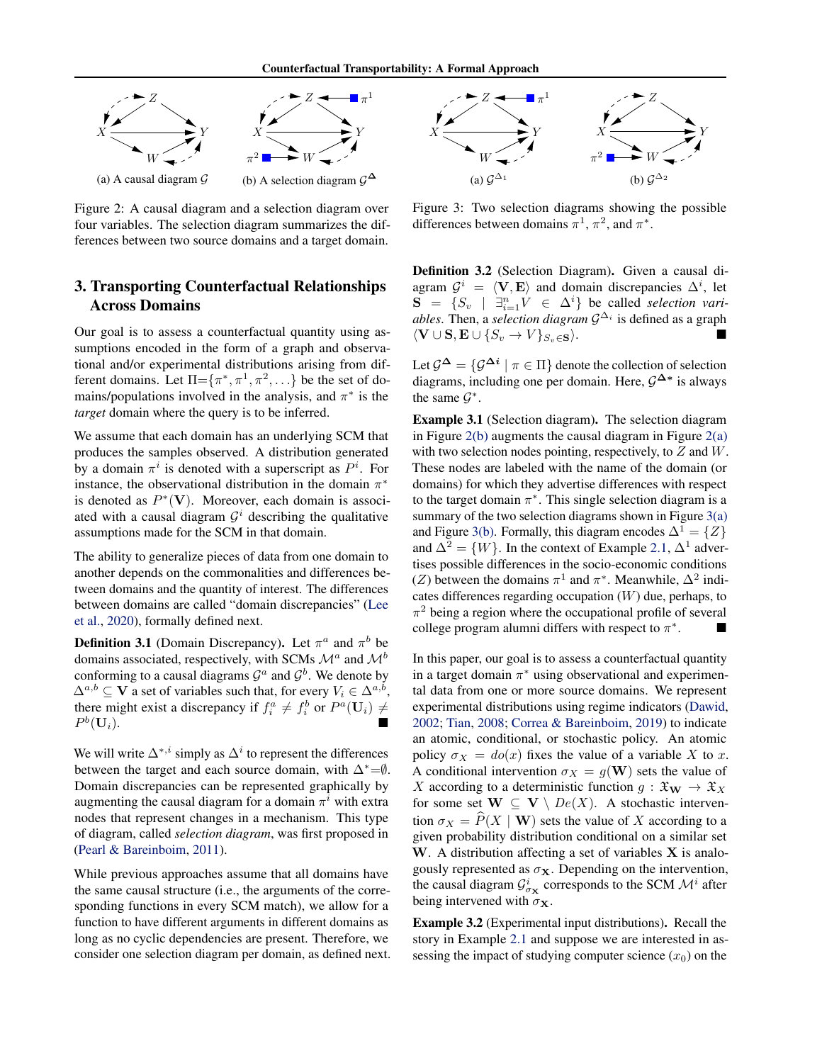(a) A causal diagram $\mathcal{G}$

(b) A selection diagram $\mathcal{G}^{\mathbf{\Delta}}$

Figure 2: A causal diagram and a selection diagram over four variables. The selection diagram summarizes the differences between two source domains and a target domain.

(a) $\mathcal{G}^{\Delta_1}$

(b) $\mathcal{G}^{\Delta_2}$

Figure 3: Two selection diagrams showing the possible differences between domains $\pi^1$, $\pi^2$, and $\pi^*$.

## 3. Transporting Counterfactual Relationships Across Domains

Our goal is to assess a counterfactual quantity using assumptions encoded in the form of a graph and observational and/or experimental distributions arising from different domains. Let $\Pi = \{\pi^*, \pi^1, \pi^2, \ldots\}$ be the set of domains/populations involved in the analysis, and $\pi^*$ is the *target* domain where the query is to be inferred.

We assume that each domain has an underlying SCM that produces the samples observed. A distribution generated by a domain $\pi^i$ is denoted with a superscript as $P^i$. For instance, the observational distribution in the domain $\pi^*$ is denoted as $P^*(\mathbf{V})$. Moreover, each domain is associated with a causal diagram $\mathcal{G}^i$ describing the qualitative assumptions made for the SCM in that domain.

The ability to generalize pieces of data from one domain to another depends on the commonalities and differences between domains and the quantity of interest. The differences between domains are called "domain discrepancies" (Lee et al., 2020), formally defined next.

**Definition 3.1** (Domain Discrepancy)**.** Let $\pi^a$ and $\pi^b$ be domains associated, respectively, with SCMs $\mathcal{M}^a$ and $\mathcal{M}^b$ conforming to a causal diagrams $\mathcal{G}^a$ and $\mathcal{G}^b$. We denote by $\Delta^{a,b} \subseteq \mathbf{V}$ a set of variables such that, for every $V_i \in \Delta^{a,b}$, there might exist a discrepancy if $f_i^a \neq f_i^b$ or $P^a(\mathbf{U}_i) \neq P^b(\mathbf{U}_i)$. ■

We will write $\Delta^{*,i}$ simply as $\Delta^i$ to represent the differences between the target and each source domain, with $\Delta^* = \emptyset$. Domain discrepancies can be represented graphically by augmenting the causal diagram for a domain $\pi^i$ with extra nodes that represent changes in a mechanism. This type of diagram, called *selection diagram*, was first proposed in (Pearl & Bareinboim, 2011).

While previous approaches assume that all domains have the same causal structure (i.e., the arguments of the corresponding functions in every SCM match), we allow for a function to have different arguments in different domains as long as no cyclic dependencies are present. Therefore, we consider one selection diagram per domain, as defined next.

**Definition 3.2** (Selection Diagram)**.** Given a causal diagram $\mathcal{G}^i = \langle \mathbf{V}, \mathbf{E} \rangle$ and domain discrepancies $\Delta^i$, let $\mathbf{S} = \{S_v \mid \exists_{i=1}^n V \in \Delta^i\}$ be called *selection variables*. Then, a *selection diagram* $\mathcal{G}^{\Delta_i}$ is defined as a graph $\langle \mathbf{V} \cup \mathbf{S}, \mathbf{E} \cup \{S_v \to V\}_{S_v \in \mathbf{S}} \rangle$. ■

Let $\mathcal{G}^{\mathbf{\Delta}} = \{\mathcal{G}^{\mathbf{\Delta_i}} \mid \pi \in \Pi\}$ denote the collection of selection diagrams, including one per domain. Here, $\mathcal{G}^{\mathbf{\Delta *}}$ is always the same $\mathcal{G}^*$.

**Example 3.1** (Selection diagram)**.** The selection diagram in Figure 2(b) augments the causal diagram in Figure 2(a) with two selection nodes pointing, respectively, to $Z$ and $W$. These nodes are labeled with the name of the domain (or domains) for which they advertise differences with respect to the target domain $\pi^*$. This single selection diagram is a summary of the two selection diagrams shown in Figure 3(a) and Figure 3(b). Formally, this diagram encodes $\Delta^1 = \{Z\}$ and $\Delta^2 = \{W\}$. In the context of Example 2.1, $\Delta^1$ advertises possible differences in the socio-economic conditions ($Z$) between the domains $\pi^1$ and $\pi^*$. Meanwhile, $\Delta^2$ indicates differences regarding occupation ($W$) due, perhaps, to $\pi^2$ being a region where the occupational profile of several college program alumni differs with respect to $\pi^*$. ■

In this paper, our goal is to assess a counterfactual quantity in a target domain $\pi^*$ using observational and experimental data from one or more source domains. We represent experimental distributions using regime indicators (Dawid, 2002; Tian, 2008; Correa & Bareinboim, 2019) to indicate an atomic, conditional, or stochastic policy. An atomic policy $\sigma_X = do(x)$ fixes the value of a variable $X$ to $x$. A conditional intervention $\sigma_X = g(\mathbf{W})$ sets the value of $X$ according to a deterministic function $g : \mathfrak{X}_\mathbf{W} \to \mathfrak{X}_X$ for some set $\mathbf{W} \subseteq \mathbf{V} \setminus De(X)$. A stochastic intervention $\sigma_X = \widehat{P}(X \mid \mathbf{W})$ sets the value of $X$ according to a given probability distribution conditional on a similar set $\mathbf{W}$. A distribution affecting a set of variables $\mathbf{X}$ is analogously represented as $\sigma_\mathbf{X}$. Depending on the intervention, the causal diagram $\mathcal{G}^i_{\sigma_\mathbf{X}}$ corresponds to the SCM $\mathcal{M}^i$ after being intervened with $\sigma_\mathbf{X}$.

**Example 3.2** (Experimental input distributions)**.** Recall the story in Example 2.1 and suppose we are interested in assessing the impact of studying computer science ($x_0$) on the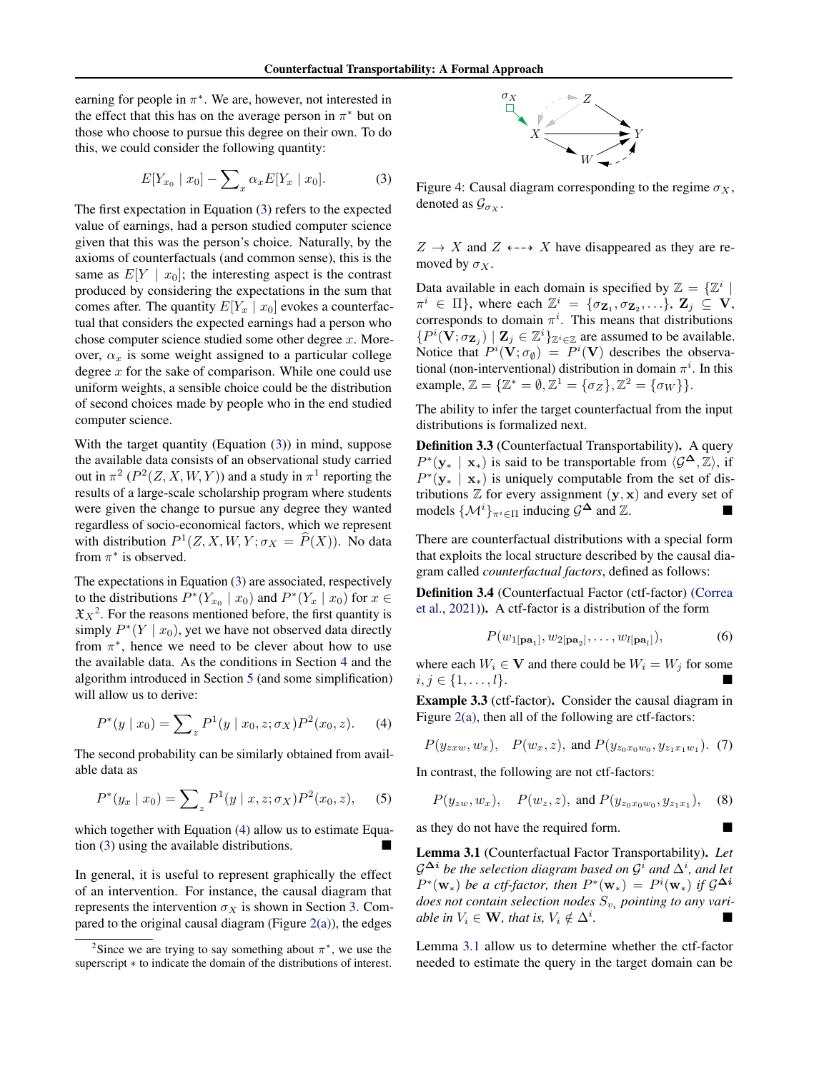earning for people in $\pi^*$. We are, however, not interested in the effect that this has on the average person in $\pi^*$ but on those who choose to pursue this degree on their own. To do this, we could consider the following quantity:

$$E[Y_{x_0} \mid x_0] - \sum_x \alpha_x E[Y_x \mid x_0]. \tag{3}$$

The first expectation in Equation (3) refers to the expected value of earnings, had a person studied computer science given that this was the person's choice. Naturally, by the axioms of counterfactuals (and common sense), this is the same as $E[Y \mid x_0]$; the interesting aspect is the contrast produced by considering the expectations in the sum that comes after. The quantity $E[Y_x \mid x_0]$ evokes a counterfactual that considers the expected earnings had a person who chose computer science studied some other degree $x$. Moreover, $\alpha_x$ is some weight assigned to a particular college degree $x$ for the sake of comparison. While one could use uniform weights, a sensible choice could be the distribution of second choices made by people who in the end studied computer science.

With the target quantity (Equation (3)) in mind, suppose the available data consists of an observational study carried out in $\pi^2$ ($P^2(Z, X, W, Y)$) and a study in $\pi^1$ reporting the results of a large-scale scholarship program where students were given the change to pursue any degree they wanted regardless of socio-economical factors, which we represent with distribution $P^1(Z, X, W, Y; \sigma_X = \widehat{P}(X))$. No data from $\pi^*$ is observed.

The expectations in Equation (3) are associated, respectively to the distributions $P^*(Y_{x_0} \mid x_0)$ and $P^*(Y_x \mid x_0)$ for $x \in \mathfrak{X}_X$[2]. For the reasons mentioned before, the first quantity is simply $P^*(Y \mid x_0)$, yet we have not observed data directly from $\pi^*$, hence we need to be clever about how to use the available data. As the conditions in Section 4 and the algorithm introduced in Section 5 (and some simplification) will allow us to derive:

$$P^*(y \mid x_0) = \sum_z P^1(y \mid x_0, z; \sigma_X) P^2(x_0, z). \tag{4}$$

The second probability can be similarly obtained from available data as

$$P^*(y_x \mid x_0) = \sum_z P^1(y \mid x, z; \sigma_X) P^2(x_0, z), \tag{5}$$

which together with Equation (4) allow us to estimate Equation (3) using the available distributions. ■

In general, it is useful to represent graphically the effect of an intervention. For instance, the causal diagram that represents the intervention $\sigma_X$ is shown in Section 3. Compared to the original causal diagram (Figure 2(a)), the edges $Z \rightarrow X$ and $Z \dashleftarrow\dashrightarrow X$ have disappeared as they are removed by $\sigma_X$.

Figure 4: Causal diagram corresponding to the regime $\sigma_X$, denoted as $\mathcal{G}_{\sigma_X}$.

Data available in each domain is specified by $\mathbb{Z} = \{\mathbb{Z}^i \mid \pi^i \in \Pi\}$, where each $\mathbb{Z}^i = \{\sigma_{\mathbf{Z}_1}, \sigma_{\mathbf{Z}_2}, \ldots\}$, $\mathbf{Z}_j \subseteq \mathbf{V}$, corresponds to domain $\pi^i$. This means that distributions $\{P^i(\mathbf{V}; \sigma_{\mathbf{Z}_j}) \mid \mathbf{Z}_j \in \mathbb{Z}^i\}_{\mathbb{Z}^i \in \mathbb{Z}}$ are assumed to be available. Notice that $P^i(\mathbf{V}; \sigma_\emptyset) = P^i(\mathbf{V})$ describes the observational (non-interventional) distribution in domain $\pi^i$. In this example, $\mathbb{Z} = \{\mathbb{Z}^* = \emptyset, \mathbb{Z}^1 = \{\sigma_Z\}, \mathbb{Z}^2 = \{\sigma_W\}\}$.

The ability to infer the target counterfactual from the input distributions is formalized next.

**Definition 3.3** (Counterfactual Transportability). A query $P^*(\mathbf{y}_* \mid \mathbf{x}_*)$ is said to be transportable from $\langle \mathcal{G}^{\boldsymbol{\Delta}}, \mathbb{Z} \rangle$, if $P^*(\mathbf{y}_* \mid \mathbf{x}_*)$ is uniquely computable from the set of distributions $\mathbb{Z}$ for every assignment $(\mathbf{y}, \mathbf{x})$ and every set of models $\{\mathcal{M}^i\}_{\pi^i \in \Pi}$ inducing $\mathcal{G}^{\boldsymbol{\Delta}}$ and $\mathbb{Z}$. ■

There are counterfactual distributions with a special form that exploits the local structure described by the causal diagram called *counterfactual factors*, defined as follows:

**Definition 3.4** (Counterfactual Factor (ctf-factor) (Correa et al., 2021)). A ctf-factor is a distribution of the form

$$P(w_{1[\mathbf{pa}_1]}, w_{2[\mathbf{pa}_2]}, \ldots, w_{l[\mathbf{pa}_l]}), \tag{6}$$

where each $W_i \in \mathbf{V}$ and there could be $W_i = W_j$ for some $i, j \in \{1, \ldots, l\}$. ■

**Example 3.3** (ctf-factor). Consider the causal diagram in Figure 2(a), then all of the following are ctf-factors:

$$P(y_{zxw}, w_x), \quad P(w_x, z), \text{ and } P(y_{z_0 x_0 w_0}, y_{z_1 x_1 w_1}). \tag{7}$$

In contrast, the following are not ctf-factors:

$$P(y_{zw}, w_x), \quad P(w_z, z), \text{ and } P(y_{z_0 x_0 w_0}, y_{z_1 x_1}), \tag{8}$$

as they do not have the required form. ■

**Lemma 3.1** (Counterfactual Factor Transportability). *Let $\mathcal{G}^{\boldsymbol{\Delta} i}$ be the selection diagram based on $\mathcal{G}^i$ and $\Delta^i$, and let $P^*(\mathbf{w}_*)$ be a ctf-factor, then $P^*(\mathbf{w}_*) = P^i(\mathbf{w}_*)$ if $\mathcal{G}^{\boldsymbol{\Delta} i}$ does not contain selection nodes $S_{v_i}$ pointing to any variable in $V_i \in \mathbf{W}$, that is, $V_i \notin \Delta^i$.* ■

Lemma 3.1 allow us to determine whether the ctf-factor needed to estimate the query in the target domain can be

[2] Since we are trying to say something about $\pi^*$, we use the superscript $*$ to indicate the domain of the distributions of interest.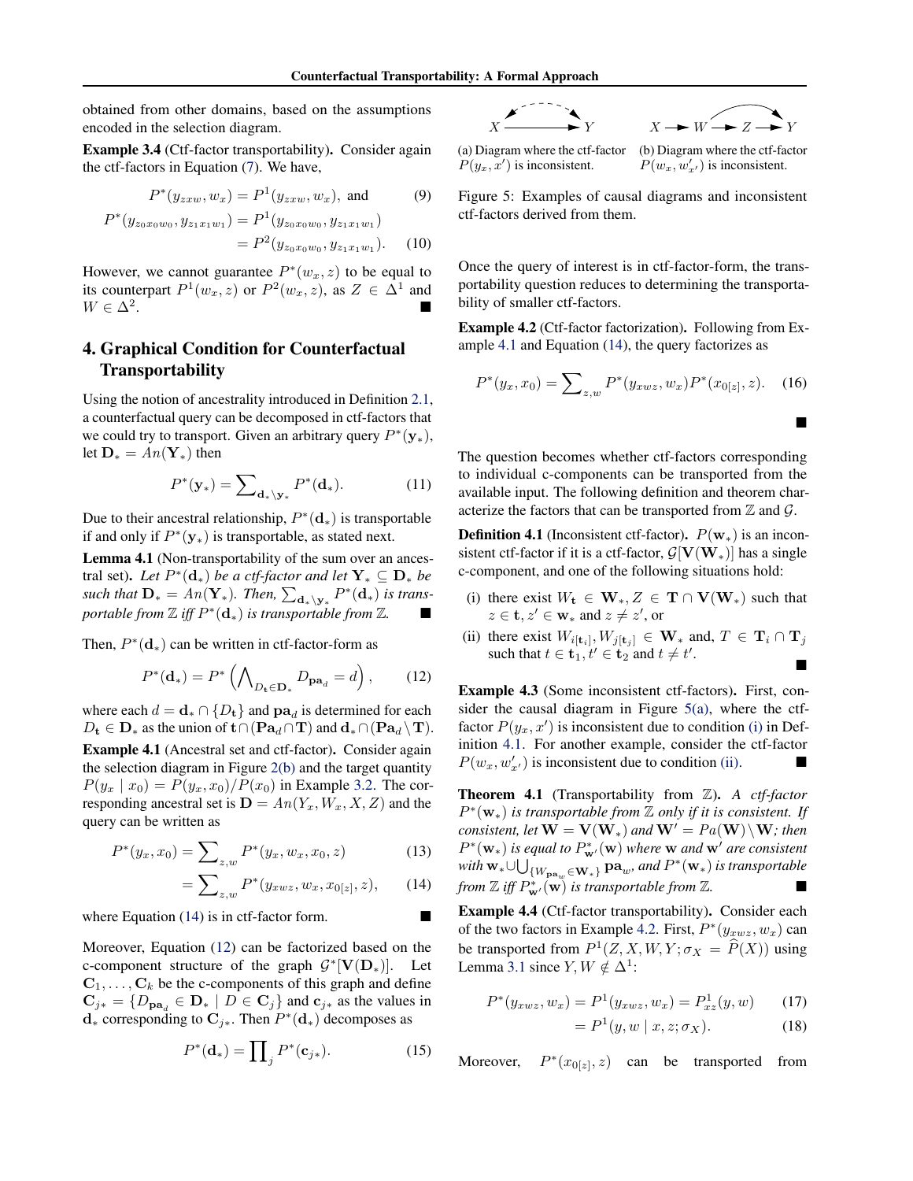obtained from other domains, based on the assumptions encoded in the selection diagram.

**Example 3.4** (Ctf-factor transportability)**.** Consider again the ctf-factors in Equation (7). We have,

$$P^*(y_{zxw}, w_x) = P^1(y_{zxw}, w_x), \text{ and} \tag{9}$$

$$\begin{aligned} P^*(y_{z_0x_0w_0}, y_{z_1x_1w_1}) &= P^1(y_{z_0x_0w_0}, y_{z_1x_1w_1}) \\ &= P^2(y_{z_0x_0w_0}, y_{z_1x_1w_1}). \end{aligned} \tag{10}$$

However, we cannot guarantee $P^*(w_x, z)$ to be equal to its counterpart $P^1(w_x, z)$ or $P^2(w_x, z)$, as $Z \in \Delta^1$ and $W \in \Delta^2$. ■

## 4. Graphical Condition for Counterfactual Transportability

Using the notion of ancestrality introduced in Definition 2.1, a counterfactual query can be decomposed in ctf-factors that we could try to transport. Given an arbitrary query $P^*(\mathbf{y}_*)$, let $\mathbf{D}_* = An(\mathbf{Y}_*)$ then

$$P^*(\mathbf{y}_*) = \sum\nolimits_{\mathbf{d}_* \setminus \mathbf{y}_*} P^*(\mathbf{d}_*). \tag{11}$$

Due to their ancestral relationship, $P^*(\mathbf{d}_*)$ is transportable if and only if $P^*(\mathbf{y}_*)$ is transportable, as stated next.

**Lemma 4.1** (Non-transportability of the sum over an ancestral set)**.** *Let $P^*(\mathbf{d}_*)$ be a ctf-factor and let $\mathbf{Y}_* \subseteq \mathbf{D}_*$ be such that $\mathbf{D}_* = An(\mathbf{Y}_*)$. Then, $\sum_{\mathbf{d}_* \setminus \mathbf{y}_*} P^*(\mathbf{d}_*)$ is transportable from $\mathbb{Z}$ iff $P^*(\mathbf{d}_*)$ is transportable from $\mathbb{Z}$.* ■

Then, $P^*(\mathbf{d}_*)$ can be written in ctf-factor-form as

$$P^*(\mathbf{d}_*) = P^*\left(\bigwedge\nolimits_{D_\mathbf{t} \in \mathbf{D}_*} D_{\mathbf{pa}_d} = d\right), \tag{12}$$

where each $d = \mathbf{d}_* \cap \{D_\mathbf{t}\}$ and $\mathbf{pa}_d$ is determined for each $D_\mathbf{t} \in \mathbf{D}_*$ as the union of $\mathbf{t} \cap (\mathbf{Pa}_d \cap \mathbf{T})$ and $\mathbf{d}_* \cap (\mathbf{Pa}_d \setminus \mathbf{T})$.

**Example 4.1** (Ancestral set and ctf-factor)**.** Consider again the selection diagram in Figure 2(b) and the target quantity $P(y_x \mid x_0) = P(y_x, x_0)/P(x_0)$ in Example 3.2. The corresponding ancestral set is $\mathbf{D} = An(Y_x, W_x, X, Z)$ and the query can be written as

$$P^*(y_x, x_0) = \sum\nolimits_{z,w} P^*(y_x, w_x, x_0, z) \tag{13}$$

$$= \sum\nolimits_{z,w} P^*(y_{xwz}, w_x, x_{0[z]}, z), \tag{14}$$

where Equation (14) is in ctf-factor form. ■

Moreover, Equation (12) can be factorized based on the c-component structure of the graph $\mathcal{G}^*[\mathbf{V}(\mathbf{D}_*)]$. Let $\mathbf{C}_1, \ldots, \mathbf{C}_k$ be the c-components of this graph and define $\mathbf{C}_{j*} = \{D_{\mathbf{pa}_d} \in \mathbf{D}_* \mid D \in \mathbf{C}_j\}$ and $\mathbf{c}_{j*}$ as the values in $\mathbf{d}_*$ corresponding to $\mathbf{C}_{j*}$. Then $P^*(\mathbf{d}_*)$ decomposes as

$$P^*(\mathbf{d}_*) = \prod\nolimits_j P^*(\mathbf{c}_{j*}). \tag{15}$$

(a) Diagram where the ctf-factor $P(y_x, x')$ is inconsistent. (b) Diagram where the ctf-factor $P(w_x, w'_{x'})$ is inconsistent.

Figure 5: Examples of causal diagrams and inconsistent ctf-factors derived from them.

Once the query of interest is in ctf-factor-form, the transportability question reduces to determining the transportability of smaller ctf-factors.

**Example 4.2** (Ctf-factor factorization)**.** Following from Example 4.1 and Equation (14), the query factorizes as

$$P^*(y_x, x_0) = \sum\nolimits_{z,w} P^*(y_{xwz}, w_x) P^*(x_{0[z]}, z). \tag{16}$$

■

The question becomes whether ctf-factors corresponding to individual c-components can be transported from the available input. The following definition and theorem characterize the factors that can be transported from $\mathbb{Z}$ and $\mathcal{G}$.

**Definition 4.1** (Inconsistent ctf-factor)**.** $P(\mathbf{w}_*)$ is an inconsistent ctf-factor if it is a ctf-factor, $\mathcal{G}[\mathbf{V}(\mathbf{W}_*)]$ has a single c-component, and one of the following situations hold:

(i) there exist $W_\mathbf{t} \in \mathbf{W}_*, Z \in \mathbf{T} \cap \mathbf{V}(\mathbf{W}_*)$ such that $z \in \mathbf{t}, z' \in \mathbf{w}_*$ and $z \neq z'$, or

(ii) there exist $W_{i[\mathbf{t}_i]}, W_{j[\mathbf{t}_j]} \in \mathbf{W}_*$ and, $T \in \mathbf{T}_i \cap \mathbf{T}_j$ such that $t \in \mathbf{t}_1, t' \in \mathbf{t}_2$ and $t \neq t'$. ■

**Example 4.3** (Some inconsistent ctf-factors)**.** First, consider the causal diagram in Figure 5(a), where the ctf-factor $P(y_x, x')$ is inconsistent due to condition (i) in Definition 4.1. For another example, consider the ctf-factor $P(w_x, w'_{x'})$ is inconsistent due to condition (ii). ■

**Theorem 4.1** (Transportability from $\mathbb{Z}$)**.** *A ctf-factor $P^*(\mathbf{w}_*)$ is transportable from $\mathbb{Z}$ only if it is consistent. If consistent, let $\mathbf{W} = \mathbf{V}(\mathbf{W}_*)$ and $\mathbf{W}' = Pa(\mathbf{W}) \setminus \mathbf{W}$; then $P^*(\mathbf{w}_*)$ is equal to $P^*_{\mathbf{w}'}(\mathbf{w})$ where $\mathbf{w}$ and $\mathbf{w}'$ are consistent with $\mathbf{w}_* \cup \bigcup_{\{W_{\mathbf{pa}_w} \in \mathbf{W}_*\}} \mathbf{pa}_w$, and $P^*(\mathbf{w}_*)$ is transportable from $\mathbb{Z}$ iff $P^*_{\mathbf{w}'}(\mathbf{w})$ is transportable from $\mathbb{Z}$.* ■

**Example 4.4** (Ctf-factor transportability)**.** Consider each of the two factors in Example 4.2. First, $P^*(y_{xwz}, w_x)$ can be transported from $P^1(Z, X, W, Y; \sigma_X = \widehat{P}(X))$ using Lemma 3.1 since $Y, W \notin \Delta^1$:

$$P^*(y_{xwz}, w_x) = P^1(y_{xwz}, w_x) = P^1_{xz}(y, w) \tag{17}$$

$$= P^1(y, w \mid x, z; \sigma_X). \tag{18}$$

Moreover, $P^*(x_{0[z]}, z)$ can be transported from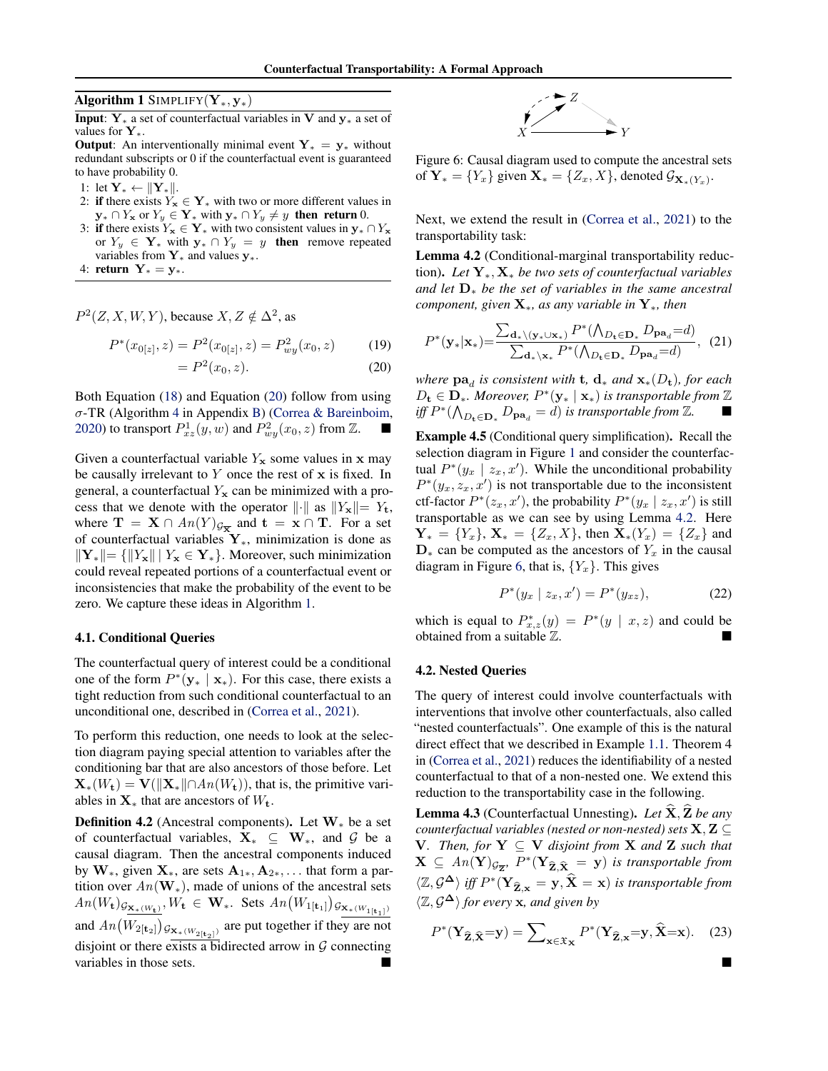**Algorithm 1** SIMPLIFY($\mathbf{Y}_*, \mathbf{y}_*$)

**Input**: $\mathbf{Y}_*$ a set of counterfactual variables in $\mathbf{V}$ and $\mathbf{y}_*$ a set of values for $\mathbf{Y}_*$.

**Output**: An interventionally minimal event $\mathbf{Y}_* = \mathbf{y}_*$ without redundant subscripts or 0 if the counterfactual event is guaranteed to have probability 0.

1: let $\mathbf{Y}_* \leftarrow \|\mathbf{Y}_*\|$.

2: **if** there exists $Y_\mathbf{x} \in \mathbf{Y}_*$ with two or more different values in $\mathbf{y}_* \cap Y_\mathbf{x}$ or $Y_y \in \mathbf{Y}_*$ with $\mathbf{y}_* \cap Y_y \neq y$ **then return** 0.

3: **if** there exists $Y_\mathbf{x} \in \mathbf{Y}_*$ with two consistent values in $\mathbf{y}_* \cap Y_\mathbf{x}$ or $Y_y \in \mathbf{Y}_*$ with $\mathbf{y}_* \cap Y_y = y$ **then** remove repeated variables from $\mathbf{Y}_*$ and values $\mathbf{y}_*$.

4: **return** $\mathbf{Y}_* = \mathbf{y}_*$.

$P^2(Z, X, W, Y)$, because $X, Z \notin \Delta^2$, as

$$P^*(x_{0[z]}, z) = P^2(x_{0[z]}, z) = P^2_{wy}(x_0, z) \tag{19}$$

$$= P^2(x_0, z). \tag{20}$$

Both Equation (18) and Equation (20) follow from using $\sigma$-TR (Algorithm 4 in Appendix B) (Correa & Bareinboim, 2020) to transport $P^1_{xz}(y, w)$ and $P^2_{wy}(x_0, z)$ from $\mathbb{Z}$. ■

Given a counterfactual variable $Y_\mathbf{x}$ some values in $\mathbf{x}$ may be causally irrelevant to $Y$ once the rest of $\mathbf{x}$ is fixed. In general, a counterfactual $Y_\mathbf{x}$ can be minimized with a process that we denote with the operator $\|\cdot\|$ as $\|Y_\mathbf{x}\| = Y_\mathbf{t}$, where $\mathbf{T} = \mathbf{X} \cap An(Y)_{\mathcal{G}_{\overline{\mathbf{X}}}}$ and $\mathbf{t} = \mathbf{x} \cap \mathbf{T}$. For a set of counterfactual variables $\mathbf{Y}_*$, minimization is done as $\|\mathbf{Y}_*\| = \{\|Y_\mathbf{x}\| \mid Y_\mathbf{x} \in \mathbf{Y}_*\}$. Moreover, such minimization could reveal repeated portions of a counterfactual event or inconsistencies that make the probability of the event to be zero. We capture these ideas in Algorithm 1.

### 4.1. Conditional Queries

The counterfactual query of interest could be a conditional one of the form $P^*(\mathbf{y}_* \mid \mathbf{x}_*)$. For this case, there exists a tight reduction from such conditional counterfactual to an unconditional one, described in (Correa et al., 2021).

To perform this reduction, one needs to look at the selection diagram paying special attention to variables after the conditioning bar that are also ancestors of those before. Let $\mathbf{X}_*(W_\mathbf{t}) = \mathbf{V}(\|\mathbf{X}_*\| \cap An(W_\mathbf{t}))$, that is, the primitive variables in $\mathbf{X}_*$ that are ancestors of $W_\mathbf{t}$.

**Definition 4.2** (Ancestral components). Let $\mathbf{W}_*$ be a set of counterfactual variables, $\mathbf{X}_* \subseteq \mathbf{W}_*$, and $\mathcal{G}$ be a causal diagram. Then the ancestral components induced by $\mathbf{W}_*$, given $\mathbf{X}_*$, are sets $\mathbf{A}_{1*}, \mathbf{A}_{2*}, \ldots$ that form a partition over $An(\mathbf{W}_*)$, made of unions of the ancestral sets $An(W_\mathbf{t})_{\mathcal{G}_{\underline{\mathbf{X}_*(W_\mathbf{t})}}}, W_\mathbf{t} \in \mathbf{W}_*$. Sets $An(W_{1[\mathbf{t}_1]})_{\mathcal{G}_{\underline{\mathbf{X}_*(W_{1[\mathbf{t}_1]})}}}$ and $An(W_{2[\mathbf{t}_2]})_{\mathcal{G}_{\underline{\mathbf{X}_*(W_{2[\mathbf{t}_2]})}}}$ are put together if they are not disjoint or there exists a bidirected arrow in $\mathcal{G}$ connecting variables in those sets. ■

Figure 6: Causal diagram used to compute the ancestral sets of $\mathbf{Y}_* = \{Y_x\}$ given $\mathbf{X}_* = \{Z_x, X\}$, denoted $\mathcal{G}_{\mathbf{X}_*(Y_x)}$.

Next, we extend the result in (Correa et al., 2021) to the transportability task:

**Lemma 4.2** (Conditional-marginal transportability reduction). *Let $\mathbf{Y}_*, \mathbf{X}_*$ be two sets of counterfactual variables and let $\mathbf{D}_*$ be the set of variables in the same ancestral component, given $\mathbf{X}_*$, as any variable in $\mathbf{Y}_*$, then*

$$P^*(\mathbf{y}_* | \mathbf{x}_*) = \frac{\sum_{\mathbf{d}_* \setminus (\mathbf{y}_* \cup \mathbf{x}_*)} P^*(\bigwedge_{D_\mathbf{t} \in \mathbf{D}_*} D_{\mathbf{pa}_d} = d)}{\sum_{\mathbf{d}_* \setminus \mathbf{x}_*} P^*(\bigwedge_{D_\mathbf{t} \in \mathbf{D}_*} D_{\mathbf{pa}_d} = d)}, \tag{21}$$

*where $\mathbf{pa}_d$ is consistent with $\mathbf{t}$, $\mathbf{d}_*$ and $\mathbf{x}_*(D_\mathbf{t})$, for each $D_\mathbf{t} \in \mathbf{D}_*$. Moreover, $P^*(\mathbf{y}_* \mid \mathbf{x}_*)$ is transportable from $\mathbb{Z}$ iff $P^*(\bigwedge_{D_\mathbf{t} \in \mathbf{D}_*} D_{\mathbf{pa}_d} = d)$ is transportable from $\mathbb{Z}$.* ■

**Example 4.5** (Conditional query simplification). Recall the selection diagram in Figure 1 and consider the counterfactual $P^*(y_x \mid z_x, x')$. While the unconditional probability $P^*(y_x, z_x, x')$ is not transportable due to the inconsistent ctf-factor $P^*(z_x, x')$, the probability $P^*(y_x \mid z_x, x')$ is still transportable as we can see by using Lemma 4.2. Here $\mathbf{Y}_* = \{Y_x\}$, $\mathbf{X}_* = \{Z_x, X\}$, then $\mathbf{X}_*(Y_x) = \{Z_x\}$ and $\mathbf{D}_*$ can be computed as the ancestors of $Y_x$ in the causal diagram in Figure 6, that is, $\{Y_x\}$. This gives

$$P^*(y_x \mid z_x, x') = P^*(y_{xz}), \tag{22}$$

which is equal to $P^*_{x,z}(y) = P^*(y \mid x, z)$ and could be obtained from a suitable $\mathbb{Z}$. ■

### 4.2. Nested Queries

The query of interest could involve counterfactuals with interventions that involve other counterfactuals, also called "nested counterfactuals". One example of this is the natural direct effect that we described in Example 1.1. Theorem 4 in (Correa et al., 2021) reduces the identifiability of a nested counterfactual to that of a non-nested one. We extend this reduction to the transportability case in the following.

**Lemma 4.3** (Counterfactual Unnesting). *Let $\widehat{\mathbf{X}}, \widehat{\mathbf{Z}}$ be any counterfactual variables (nested or non-nested) sets $\mathbf{X}, \mathbf{Z} \subseteq \mathbf{V}$. Then, for $\mathbf{Y} \subseteq \mathbf{V}$ disjoint from $\mathbf{X}$ and $\mathbf{Z}$ such that $\mathbf{X} \subseteq An(\mathbf{Y})_{\mathcal{G}_{\overline{\mathbf{Z}}}}$, $P^*(\mathbf{Y}_{\widehat{\mathbf{Z}}, \widehat{\mathbf{X}}} = \mathbf{y})$ is transportable from $\langle \mathbb{Z}, \mathcal{G}^\mathbf{\Delta} \rangle$ iff $P^*(\mathbf{Y}_{\widehat{\mathbf{Z}}, \mathbf{x}} = \mathbf{y}, \widehat{\mathbf{X}} = \mathbf{x})$ is transportable from $\langle \mathbb{Z}, \mathcal{G}^\mathbf{\Delta} \rangle$ for every $\mathbf{x}$, and given by*

$$P^*(\mathbf{Y}_{\widehat{\mathbf{Z}}, \widehat{\mathbf{X}}} = \mathbf{y}) = \sum\nolimits_{\mathbf{x} \in \mathfrak{X}_\mathbf{X}} P^*(\mathbf{Y}_{\widehat{\mathbf{Z}}, \mathbf{x}} = \mathbf{y}, \widehat{\mathbf{X}} = \mathbf{x}). \tag{23}$$

■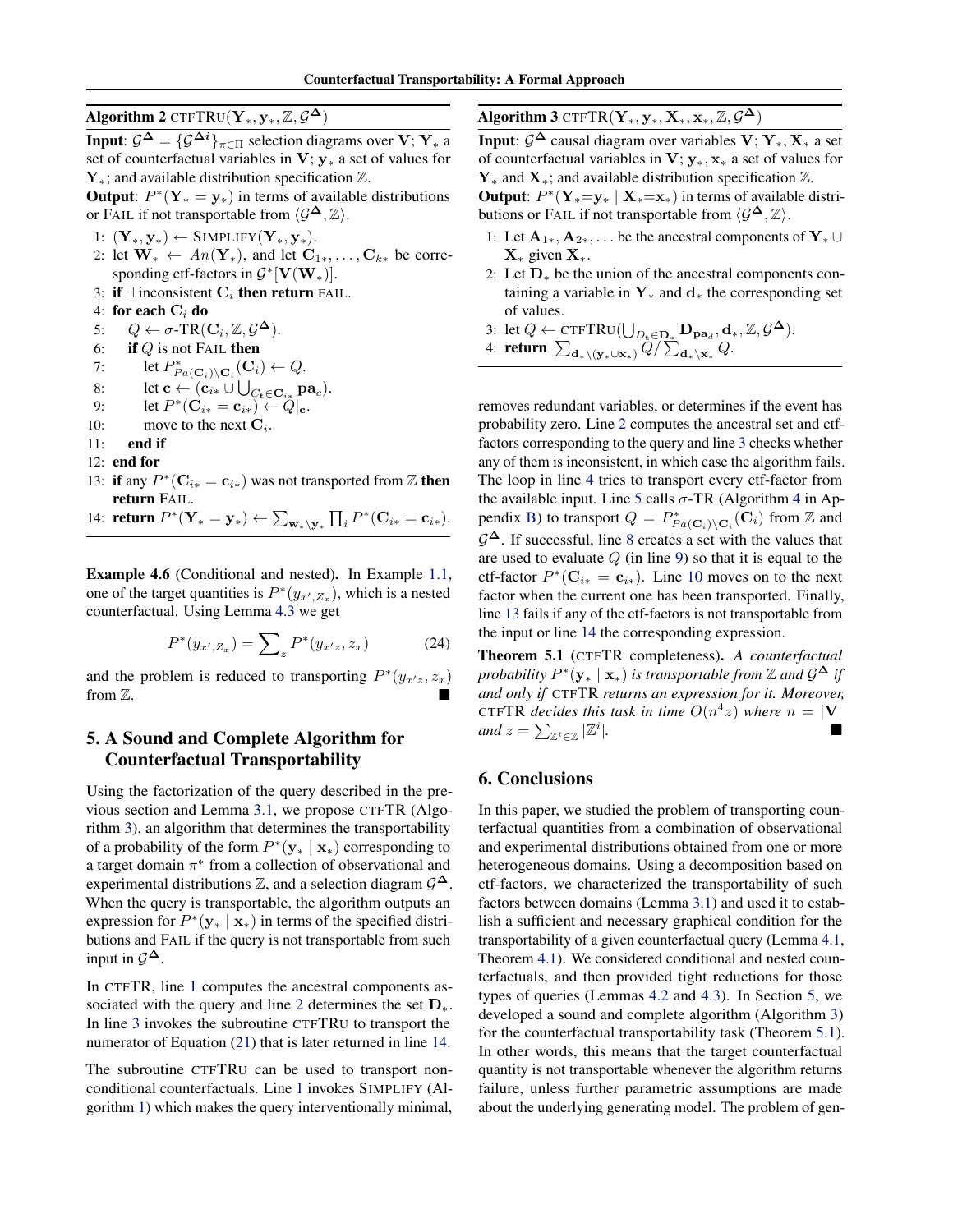**Algorithm 2** CTFTRU$(\mathbf{Y}_*, \mathbf{y}_*, \mathbb{Z}, \mathcal{G}^{\mathbf{\Delta}})$

**Input**: $\mathcal{G}^{\mathbf{\Delta}} = \{\mathcal{G}^{\mathbf{\Delta} i}\}_{\pi \in \Pi}$ selection diagrams over $\mathbf{V}$; $\mathbf{Y}_*$ a set of counterfactual variables in $\mathbf{V}$; $\mathbf{y}_*$ a set of values for $\mathbf{Y}_*$; and available distribution specification $\mathbb{Z}$.

**Output**: $P^*(\mathbf{Y}_* = \mathbf{y}_*)$ in terms of available distributions or FAIL if not transportable from $\langle \mathcal{G}^{\mathbf{\Delta}}, \mathbb{Z} \rangle$.

1: $(\mathbf{Y}_*, \mathbf{y}_*) \leftarrow$ SIMPLIFY$(\mathbf{Y}_*, \mathbf{y}_*)$.
2: let $\mathbf{W}_* \leftarrow An(\mathbf{Y}_*)$, and let $\mathbf{C}_{1*}, \dots, \mathbf{C}_{k*}$ be corresponding ctf-factors in $\mathcal{G}^*[\mathbf{V}(\mathbf{W}_*)]$.
3: **if** $\exists$ inconsistent $\mathbf{C}_i$ **then return** FAIL.
4: **for each** $\mathbf{C}_i$ **do**
5: $\quad Q \leftarrow \sigma$-TR$(\mathbf{C}_i, \mathbb{Z}, \mathcal{G}^{\mathbf{\Delta}})$.
6: $\quad$**if** $Q$ is not FAIL **then**
7: $\quad\quad$let $P^*_{Pa(\mathbf{C}_i)\setminus \mathbf{C}_i}(\mathbf{C}_i) \leftarrow Q$.
8: $\quad\quad$let $\mathbf{c} \leftarrow (\mathbf{c}_{i*} \cup \bigcup_{C_{\mathbf{t}} \in \mathbf{C}_{i*}} \mathbf{pa}_c)$.
9: $\quad\quad$let $P^*(\mathbf{C}_{i*} = \mathbf{c}_{i*}) \leftarrow Q|_{\mathbf{c}}$.
10: $\quad\quad$move to the next $\mathbf{C}_i$.
11: $\quad$**end if**
12: **end for**
13: **if** any $P^*(\mathbf{C}_{i*} = \mathbf{c}_{i*})$ was not transported from $\mathbb{Z}$ **then return** FAIL.
14: **return** $P^*(\mathbf{Y}_* = \mathbf{y}_*) \leftarrow \sum_{\mathbf{w}_* \setminus \mathbf{y}_*} \prod_i P^*(\mathbf{C}_{i*} = \mathbf{c}_{i*})$.

**Example 4.6** (Conditional and nested)**.** In Example 1.1, one of the target quantities is $P^*(y_{x', Z_x})$, which is a nested counterfactual. Using Lemma 4.3 we get

$$P^*(y_{x', Z_x}) = \sum_z P^*(y_{x'z}, z_x) \tag{24}$$

and the problem is reduced to transporting $P^*(y_{x'z}, z_x)$ from $\mathbb{Z}$. ∎

## 5. A Sound and Complete Algorithm for Counterfactual Transportability

Using the factorization of the query described in the previous section and Lemma 3.1, we propose CTFTR (Algorithm 3), an algorithm that determines the transportability of a probability of the form $P^*(\mathbf{y}_* \mid \mathbf{x}_*)$ corresponding to a target domain $\pi^*$ from a collection of observational and experimental distributions $\mathbb{Z}$, and a selection diagram $\mathcal{G}^{\mathbf{\Delta}}$. When the query is transportable, the algorithm outputs an expression for $P^*(\mathbf{y}_* \mid \mathbf{x}_*)$ in terms of the specified distributions and FAIL if the query is not transportable from such input in $\mathcal{G}^{\mathbf{\Delta}}$.

In CTFTR, line 1 computes the ancestral components associated with the query and line 2 determines the set $\mathbf{D}_*$. In line 3 invokes the subroutine CTFTRU to transport the numerator of Equation (21) that is later returned in line 14.

The subroutine CTFTRU can be used to transport non-conditional counterfactuals. Line 1 invokes SIMPLIFY (Algorithm 1) which makes the query interventionally minimal, removes redundant variables, or determines if the event has probability zero. Line 2 computes the ancestral set and ctf-factors corresponding to the query and line 3 checks whether any of them is inconsistent, in which case the algorithm fails. The loop in line 4 tries to transport every ctf-factor from the available input. Line 5 calls $\sigma$-TR (Algorithm 4 in Appendix B) to transport $Q = P^*_{Pa(\mathbf{C}_i)\setminus \mathbf{C}_i}(\mathbf{C}_i)$ from $\mathbb{Z}$ and $\mathcal{G}^{\mathbf{\Delta}}$. If successful, line 8 creates a set with the values that are used to evaluate $Q$ (in line 9) so that it is equal to the ctf-factor $P^*(\mathbf{C}_{i*} = \mathbf{c}_{i*})$. Line 10 moves on to the next factor when the current one has been transported. Finally, line 13 fails if any of the ctf-factors is not transportable from the input or line 14 the corresponding expression.

**Algorithm 3** CTFTR$(\mathbf{Y}_*, \mathbf{y}_*, \mathbf{X}_*, \mathbf{x}_*, \mathbb{Z}, \mathcal{G}^{\mathbf{\Delta}})$

**Input**: $\mathcal{G}^{\mathbf{\Delta}}$ causal diagram over variables $\mathbf{V}$; $\mathbf{Y}_*, \mathbf{X}_*$ a set of counterfactual variables in $\mathbf{V}$; $\mathbf{y}_*, \mathbf{x}_*$ a set of values for $\mathbf{Y}_*$ and $\mathbf{X}_*$; and available distribution specification $\mathbb{Z}$.

**Output**: $P^*(\mathbf{Y}_* = \mathbf{y}_* \mid \mathbf{X}_* = \mathbf{x}_*)$ in terms of available distributions or FAIL if not transportable from $\langle \mathcal{G}^{\mathbf{\Delta}}, \mathbb{Z} \rangle$.

1: Let $\mathbf{A}_{1*}, \mathbf{A}_{2*}, \dots$ be the ancestral components of $\mathbf{Y}_* \cup \mathbf{X}_*$ given $\mathbf{X}_*$.
2: Let $\mathbf{D}_*$ be the union of the ancestral components containing a variable in $\mathbf{Y}_*$ and $\mathbf{d}_*$ the corresponding set of values.
3: let $Q \leftarrow$ CTFTRU$(\bigcup_{D_{\mathbf{t}} \in \mathbf{D}_*} \mathbf{D}_{\mathbf{pa}_d}, \mathbf{d}_*, \mathbb{Z}, \mathcal{G}^{\mathbf{\Delta}})$.
4: **return** $\sum_{\mathbf{d}_* \setminus (\mathbf{y}_* \cup \mathbf{x}_*)} Q / \sum_{\mathbf{d}_* \setminus \mathbf{x}_*} Q$.

**Theorem 5.1** (CTFTR completeness)**.** *A counterfactual probability $P^*(\mathbf{y}_* \mid \mathbf{x}_*)$ is transportable from $\mathbb{Z}$ and $\mathcal{G}^{\mathbf{\Delta}}$ if and only if* CTFTR *returns an expression for it. Moreover,* CTFTR *decides this task in time $O(n^4 z)$ where $n = |\mathbf{V}|$ and $z = \sum_{\mathbb{Z}^i \in \mathbb{Z}} |\mathbb{Z}^i|$.* ∎

## 6. Conclusions

In this paper, we studied the problem of transporting counterfactual quantities from a combination of observational and experimental distributions obtained from one or more heterogeneous domains. Using a decomposition based on ctf-factors, we characterized the transportability of such factors between domains (Lemma 3.1) and used it to establish a sufficient and necessary graphical condition for the transportability of a given counterfactual query (Lemma 4.1, Theorem 4.1). We considered conditional and nested counterfactuals, and then provided tight reductions for those types of queries (Lemmas 4.2 and 4.3). In Section 5, we developed a sound and complete algorithm (Algorithm 3) for the counterfactual transportability task (Theorem 5.1). In other words, this means that the target counterfactual quantity is not transportable whenever the algorithm returns failure, unless further parametric assumptions are made about the underlying generating model. The problem of gen-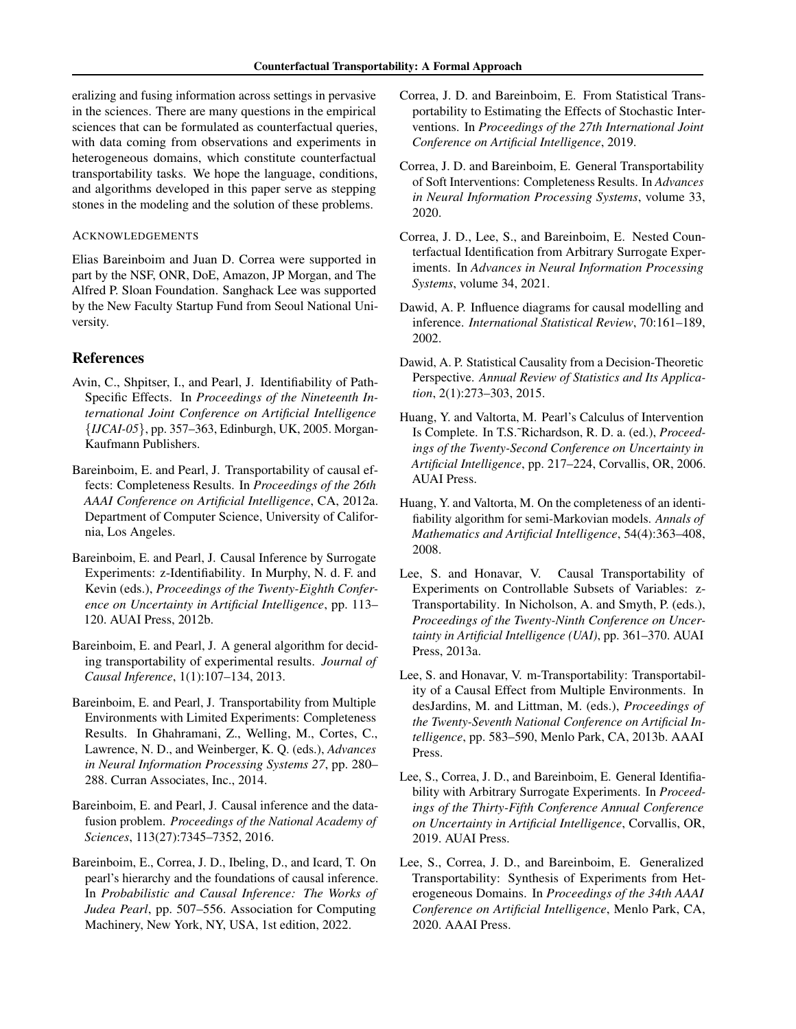eralizing and fusing information across settings in pervasive in the sciences. There are many questions in the empirical sciences that can be formulated as counterfactual queries, with data coming from observations and experiments in heterogeneous domains, which constitute counterfactual transportability tasks. We hope the language, conditions, and algorithms developed in this paper serve as stepping stones in the modeling and the solution of these problems.

### ACKNOWLEDGEMENTS

Elias Bareinboim and Juan D. Correa were supported in part by the NSF, ONR, DoE, Amazon, JP Morgan, and The Alfred P. Sloan Foundation. Sanghack Lee was supported by the New Faculty Startup Fund from Seoul National University.

## References

Avin, C., Shpitser, I., and Pearl, J. Identifiability of Path-Specific Effects. In *Proceedings of the Nineteenth International Joint Conference on Artificial Intelligence* {*IJCAI-05*}, pp. 357–363, Edinburgh, UK, 2005. Morgan-Kaufmann Publishers.

Bareinboim, E. and Pearl, J. Transportability of causal effects: Completeness Results. In *Proceedings of the 26th AAAI Conference on Artificial Intelligence*, CA, 2012a. Department of Computer Science, University of California, Los Angeles.

Bareinboim, E. and Pearl, J. Causal Inference by Surrogate Experiments: z-Identifiability. In Murphy, N. d. F. and Kevin (eds.), *Proceedings of the Twenty-Eighth Conference on Uncertainty in Artificial Intelligence*, pp. 113–120. AUAI Press, 2012b.

Bareinboim, E. and Pearl, J. A general algorithm for deciding transportability of experimental results. *Journal of Causal Inference*, 1(1):107–134, 2013.

Bareinboim, E. and Pearl, J. Transportability from Multiple Environments with Limited Experiments: Completeness Results. In Ghahramani, Z., Welling, M., Cortes, C., Lawrence, N. D., and Weinberger, K. Q. (eds.), *Advances in Neural Information Processing Systems 27*, pp. 280–288. Curran Associates, Inc., 2014.

Bareinboim, E. and Pearl, J. Causal inference and the data-fusion problem. *Proceedings of the National Academy of Sciences*, 113(27):7345–7352, 2016.

Bareinboim, E., Correa, J. D., Ibeling, D., and Icard, T. On pearl's hierarchy and the foundations of causal inference. In *Probabilistic and Causal Inference: The Works of Judea Pearl*, pp. 507–556. Association for Computing Machinery, New York, NY, USA, 1st edition, 2022.

Correa, J. D. and Bareinboim, E. From Statistical Transportability to Estimating the Effects of Stochastic Interventions. In *Proceedings of the 27th International Joint Conference on Artificial Intelligence*, 2019.

Correa, J. D. and Bareinboim, E. General Transportability of Soft Interventions: Completeness Results. In *Advances in Neural Information Processing Systems*, volume 33, 2020.

Correa, J. D., Lee, S., and Bareinboim, E. Nested Counterfactual Identification from Arbitrary Surrogate Experiments. In *Advances in Neural Information Processing Systems*, volume 34, 2021.

Dawid, A. P. Influence diagrams for causal modelling and inference. *International Statistical Review*, 70:161–189, 2002.

Dawid, A. P. Statistical Causality from a Decision-Theoretic Perspective. *Annual Review of Statistics and Its Application*, 2(1):273–303, 2015.

Huang, Y. and Valtorta, M. Pearl's Calculus of Intervention Is Complete. In T.S.~Richardson, R. D. a. (ed.), *Proceedings of the Twenty-Second Conference on Uncertainty in Artificial Intelligence*, pp. 217–224, Corvallis, OR, 2006. AUAI Press.

Huang, Y. and Valtorta, M. On the completeness of an identifiability algorithm for semi-Markovian models. *Annals of Mathematics and Artificial Intelligence*, 54(4):363–408, 2008.

Lee, S. and Honavar, V. Causal Transportability of Experiments on Controllable Subsets of Variables: z-Transportability. In Nicholson, A. and Smyth, P. (eds.), *Proceedings of the Twenty-Ninth Conference on Uncertainty in Artificial Intelligence (UAI)*, pp. 361–370. AUAI Press, 2013a.

Lee, S. and Honavar, V. m-Transportability: Transportability of a Causal Effect from Multiple Environments. In desJardins, M. and Littman, M. (eds.), *Proceedings of the Twenty-Seventh National Conference on Artificial Intelligence*, pp. 583–590, Menlo Park, CA, 2013b. AAAI Press.

Lee, S., Correa, J. D., and Bareinboim, E. General Identifiability with Arbitrary Surrogate Experiments. In *Proceedings of the Thirty-Fifth Conference Annual Conference on Uncertainty in Artificial Intelligence*, Corvallis, OR, 2019. AUAI Press.

Lee, S., Correa, J. D., and Bareinboim, E. Generalized Transportability: Synthesis of Experiments from Heterogeneous Domains. In *Proceedings of the 34th AAAI Conference on Artificial Intelligence*, Menlo Park, CA, 2020. AAAI Press.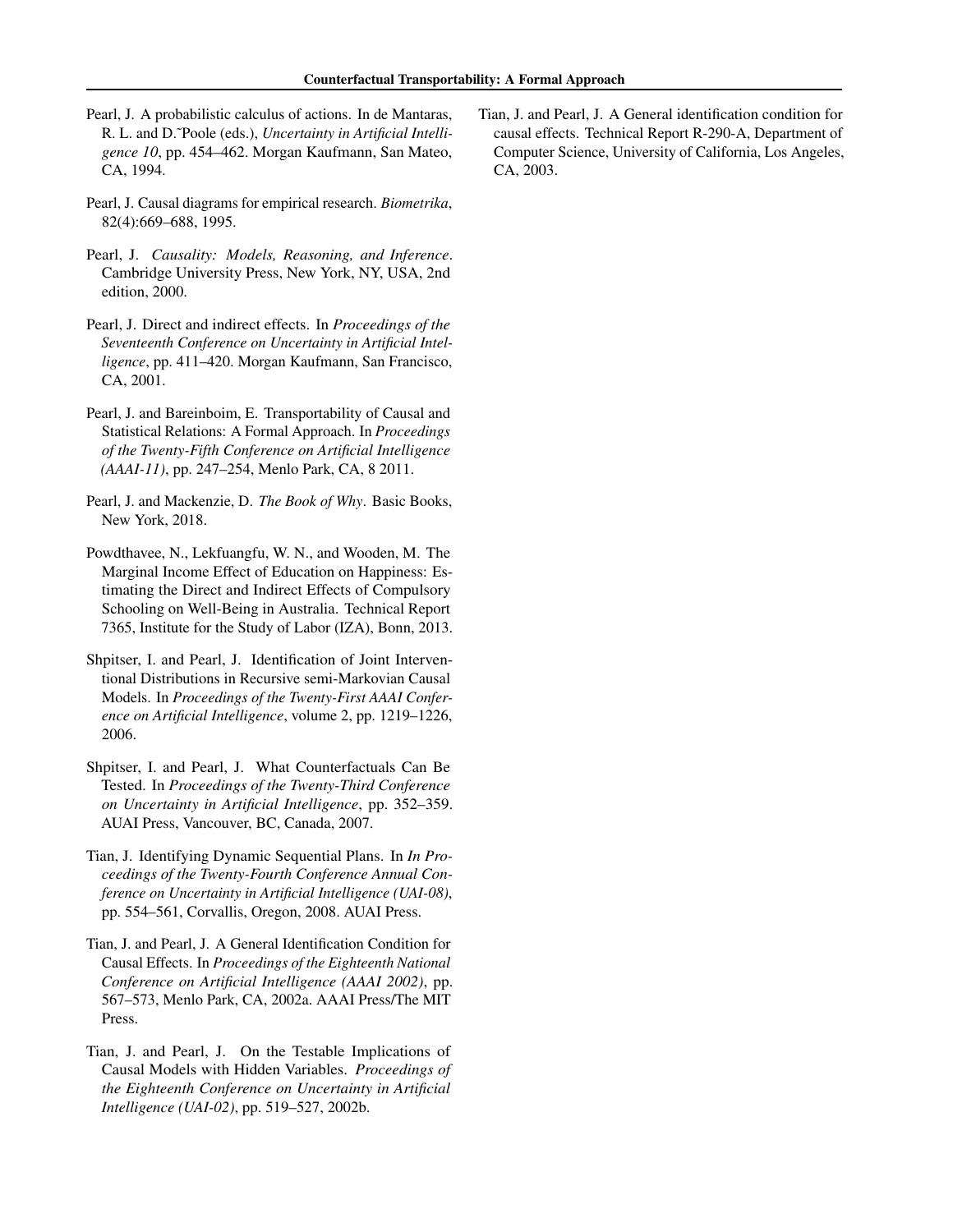Pearl, J. A probabilistic calculus of actions. In de Mantaras, R. L. and D.~Poole (eds.), *Uncertainty in Artificial Intelligence 10*, pp. 454–462. Morgan Kaufmann, San Mateo, CA, 1994.

Pearl, J. Causal diagrams for empirical research. *Biometrika*, 82(4):669–688, 1995.

Pearl, J. *Causality: Models, Reasoning, and Inference*. Cambridge University Press, New York, NY, USA, 2nd edition, 2000.

Pearl, J. Direct and indirect effects. In *Proceedings of the Seventeenth Conference on Uncertainty in Artificial Intelligence*, pp. 411–420. Morgan Kaufmann, San Francisco, CA, 2001.

Pearl, J. and Bareinboim, E. Transportability of Causal and Statistical Relations: A Formal Approach. In *Proceedings of the Twenty-Fifth Conference on Artificial Intelligence (AAAI-11)*, pp. 247–254, Menlo Park, CA, 8 2011.

Pearl, J. and Mackenzie, D. *The Book of Why*. Basic Books, New York, 2018.

Powdthavee, N., Lekfuangfu, W. N., and Wooden, M. The Marginal Income Effect of Education on Happiness: Estimating the Direct and Indirect Effects of Compulsory Schooling on Well-Being in Australia. Technical Report 7365, Institute for the Study of Labor (IZA), Bonn, 2013.

Shpitser, I. and Pearl, J. Identification of Joint Interventional Distributions in Recursive semi-Markovian Causal Models. In *Proceedings of the Twenty-First AAAI Conference on Artificial Intelligence*, volume 2, pp. 1219–1226, 2006.

Shpitser, I. and Pearl, J. What Counterfactuals Can Be Tested. In *Proceedings of the Twenty-Third Conference on Uncertainty in Artificial Intelligence*, pp. 352–359. AUAI Press, Vancouver, BC, Canada, 2007.

Tian, J. Identifying Dynamic Sequential Plans. In *In Proceedings of the Twenty-Fourth Conference Annual Conference on Uncertainty in Artificial Intelligence (UAI-08)*, pp. 554–561, Corvallis, Oregon, 2008. AUAI Press.

Tian, J. and Pearl, J. A General Identification Condition for Causal Effects. In *Proceedings of the Eighteenth National Conference on Artificial Intelligence (AAAI 2002)*, pp. 567–573, Menlo Park, CA, 2002a. AAAI Press/The MIT Press.

Tian, J. and Pearl, J. On the Testable Implications of Causal Models with Hidden Variables. *Proceedings of the Eighteenth Conference on Uncertainty in Artificial Intelligence (UAI-02)*, pp. 519–527, 2002b.

Tian, J. and Pearl, J. A General identification condition for causal effects. Technical Report R-290-A, Department of Computer Science, University of California, Los Angeles, CA, 2003.